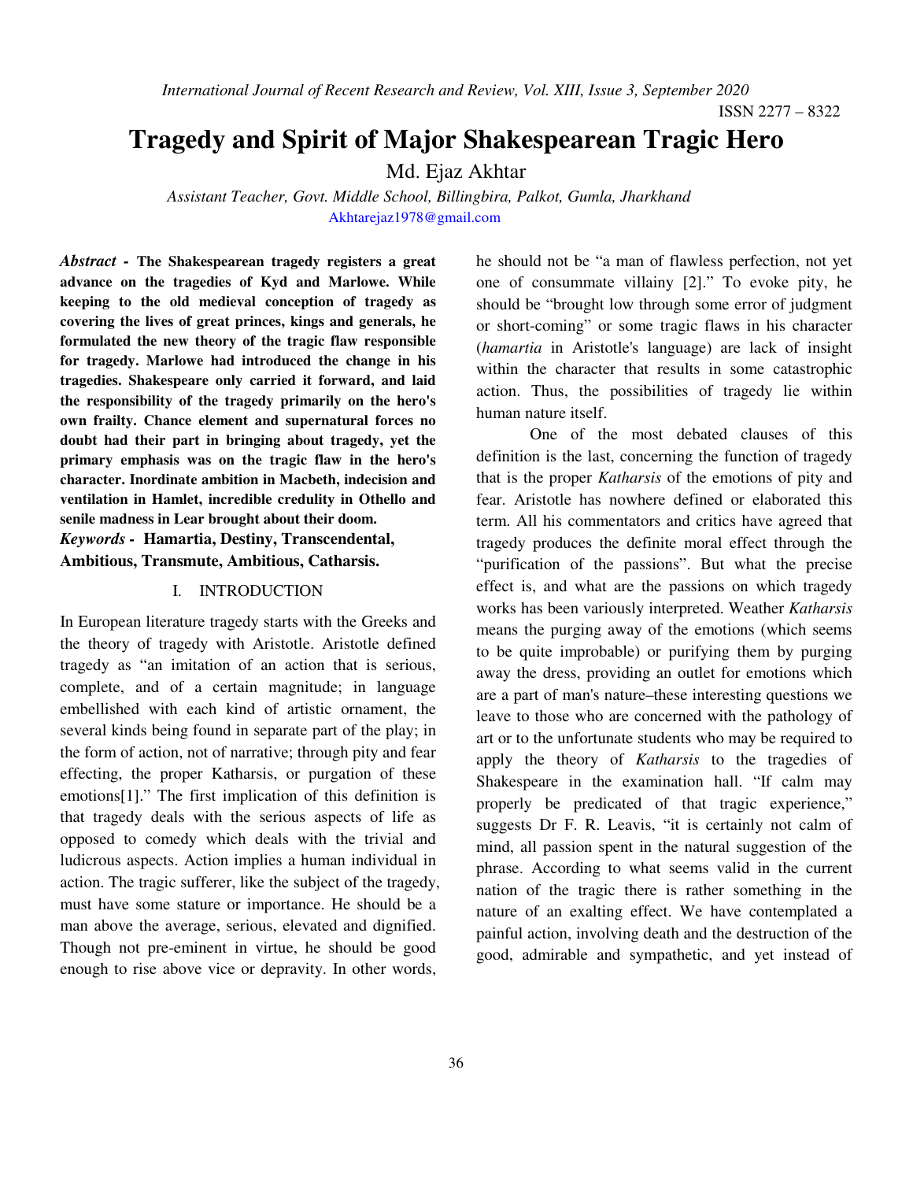# Tragedy and Spirit of Major Shakespearean Tragic Hero

Md. Ejaz Akhtar

*Assistant Teacher, Govt. Middle School, Billingbira, Palkot, Gumla, Jharkhand*

Akhtarejaz1978@gmail.com

***Abstract* - The Shakespearean tragedy registers a great advance on the tragedies of Kyd and Marlowe. While keeping to the old medieval conception of tragedy as covering the lives of great princes, kings and generals, he formulated the new theory of the tragic flaw responsible for tragedy. Marlowe had introduced the change in his tragedies. Shakespeare only carried it forward, and laid the responsibility of the tragedy primarily on the hero's own frailty. Chance element and supernatural forces no doubt had their part in bringing about tragedy, yet the primary emphasis was on the tragic flaw in the hero's character. Inordinate ambition in Macbeth, indecision and ventilation in Hamlet, incredible credulity in Othello and senile madness in Lear brought about their doom.**

***Keywords* - Hamartia, Destiny, Transcendental, Ambitious, Transmute, Ambitious, Catharsis.**

## I. INTRODUCTION

In European literature tragedy starts with the Greeks and the theory of tragedy with Aristotle. Aristotle defined tragedy as "an imitation of an action that is serious, complete, and of a certain magnitude; in language embellished with each kind of artistic ornament, the several kinds being found in separate part of the play; in the form of action, not of narrative; through pity and fear effecting, the proper Katharsis, or purgation of these emotions[1]." The first implication of this definition is that tragedy deals with the serious aspects of life as opposed to comedy which deals with the trivial and ludicrous aspects. Action implies a human individual in action. The tragic sufferer, like the subject of the tragedy, must have some stature or importance. He should be a man above the average, serious, elevated and dignified. Though not pre-eminent in virtue, he should be good enough to rise above vice or depravity. In other words, he should not be "a man of flawless perfection, not yet one of consummate villainy [2]." To evoke pity, he should be "brought low through some error of judgment or short-coming" or some tragic flaws in his character (*hamartia* in Aristotle's language) are lack of insight within the character that results in some catastrophic action. Thus, the possibilities of tragedy lie within human nature itself.

One of the most debated clauses of this definition is the last, concerning the function of tragedy that is the proper *Katharsis* of the emotions of pity and fear. Aristotle has nowhere defined or elaborated this term. All his commentators and critics have agreed that tragedy produces the definite moral effect through the "purification of the passions". But what the precise effect is, and what are the passions on which tragedy works has been variously interpreted. Weather *Katharsis* means the purging away of the emotions (which seems to be quite improbable) or purifying them by purging away the dress, providing an outlet for emotions which are a part of man's nature–these interesting questions we leave to those who are concerned with the pathology of art or to the unfortunate students who may be required to apply the theory of *Katharsis* to the tragedies of Shakespeare in the examination hall. "If calm may properly be predicated of that tragic experience," suggests Dr F. R. Leavis, "it is certainly not calm of mind, all passion spent in the natural suggestion of the phrase. According to what seems valid in the current nation of the tragic there is rather something in the nature of an exalting effect. We have contemplated a painful action, involving death and the destruction of the good, admirable and sympathetic, and yet instead of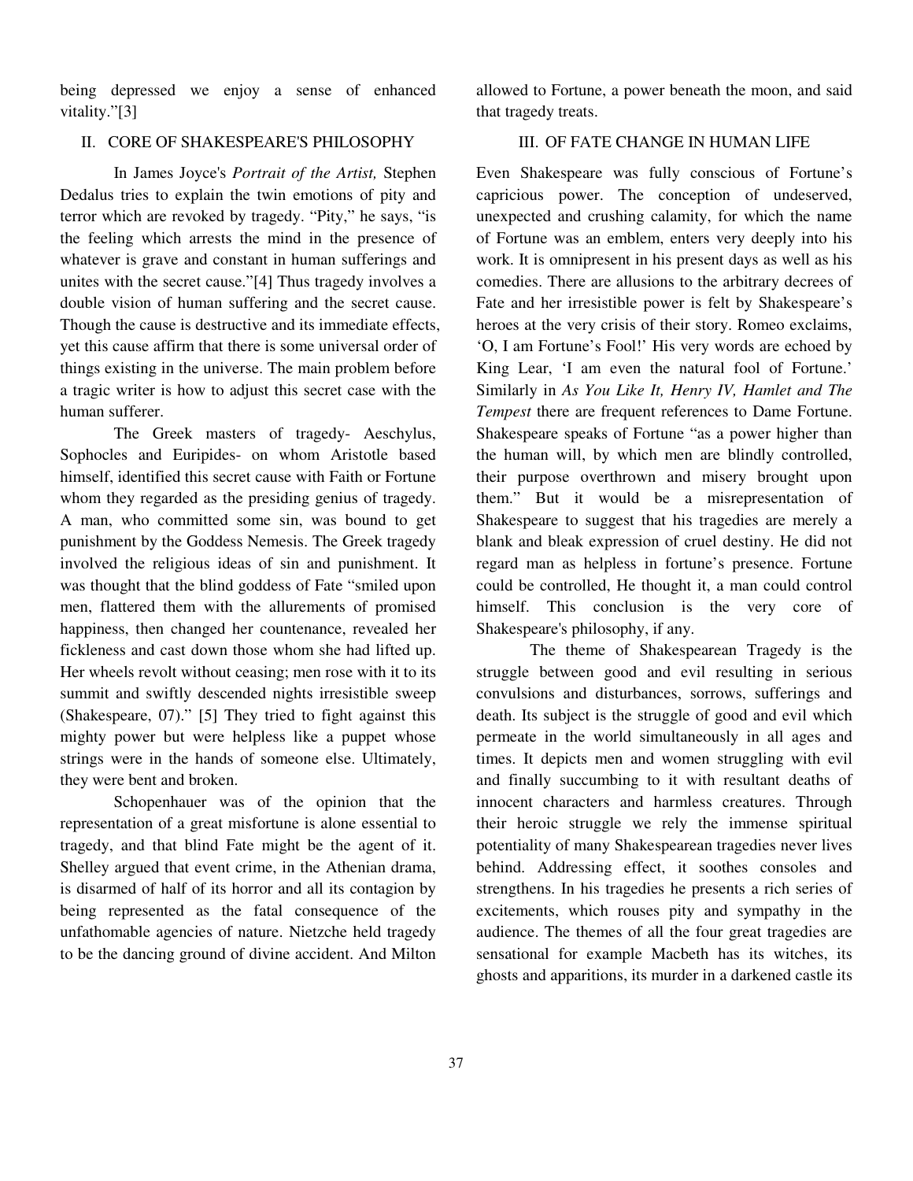being depressed we enjoy a sense of enhanced vitality."[3]

## II. CORE OF SHAKESPEARE'S PHILOSOPHY

In James Joyce's *Portrait of the Artist,* Stephen Dedalus tries to explain the twin emotions of pity and terror which are revoked by tragedy. "Pity," he says, "is the feeling which arrests the mind in the presence of whatever is grave and constant in human sufferings and unites with the secret cause."[4] Thus tragedy involves a double vision of human suffering and the secret cause. Though the cause is destructive and its immediate effects, yet this cause affirm that there is some universal order of things existing in the universe. The main problem before a tragic writer is how to adjust this secret case with the human sufferer.

The Greek masters of tragedy- Aeschylus, Sophocles and Euripides- on whom Aristotle based himself, identified this secret cause with Faith or Fortune whom they regarded as the presiding genius of tragedy. A man, who committed some sin, was bound to get punishment by the Goddess Nemesis. The Greek tragedy involved the religious ideas of sin and punishment. It was thought that the blind goddess of Fate "smiled upon men, flattered them with the allurements of promised happiness, then changed her countenance, revealed her fickleness and cast down those whom she had lifted up. Her wheels revolt without ceasing; men rose with it to its summit and swiftly descended nights irresistible sweep (Shakespeare, 07)." [5] They tried to fight against this mighty power but were helpless like a puppet whose strings were in the hands of someone else. Ultimately, they were bent and broken.

Schopenhauer was of the opinion that the representation of a great misfortune is alone essential to tragedy, and that blind Fate might be the agent of it. Shelley argued that event crime, in the Athenian drama, is disarmed of half of its horror and all its contagion by being represented as the fatal consequence of the unfathomable agencies of nature. Nietzche held tragedy to be the dancing ground of divine accident. And Milton allowed to Fortune, a power beneath the moon, and said that tragedy treats.

## III. OF FATE CHANGE IN HUMAN LIFE

Even Shakespeare was fully conscious of Fortune's capricious power. The conception of undeserved, unexpected and crushing calamity, for which the name of Fortune was an emblem, enters very deeply into his work. It is omnipresent in his present days as well as his comedies. There are allusions to the arbitrary decrees of Fate and her irresistible power is felt by Shakespeare's heroes at the very crisis of their story. Romeo exclaims, 'O, I am Fortune's Fool!' His very words are echoed by King Lear, 'I am even the natural fool of Fortune.' Similarly in *As You Like It, Henry IV, Hamlet and The Tempest* there are frequent references to Dame Fortune. Shakespeare speaks of Fortune "as a power higher than the human will, by which men are blindly controlled, their purpose overthrown and misery brought upon them." But it would be a misrepresentation of Shakespeare to suggest that his tragedies are merely a blank and bleak expression of cruel destiny. He did not regard man as helpless in fortune's presence. Fortune could be controlled, He thought it, a man could control himself. This conclusion is the very core of Shakespeare's philosophy, if any.

The theme of Shakespearean Tragedy is the struggle between good and evil resulting in serious convulsions and disturbances, sorrows, sufferings and death. Its subject is the struggle of good and evil which permeate in the world simultaneously in all ages and times. It depicts men and women struggling with evil and finally succumbing to it with resultant deaths of innocent characters and harmless creatures. Through their heroic struggle we rely the immense spiritual potentiality of many Shakespearean tragedies never lives behind. Addressing effect, it soothes consoles and strengthens. In his tragedies he presents a rich series of excitements, which rouses pity and sympathy in the audience. The themes of all the four great tragedies are sensational for example Macbeth has its witches, its ghosts and apparitions, its murder in a darkened castle its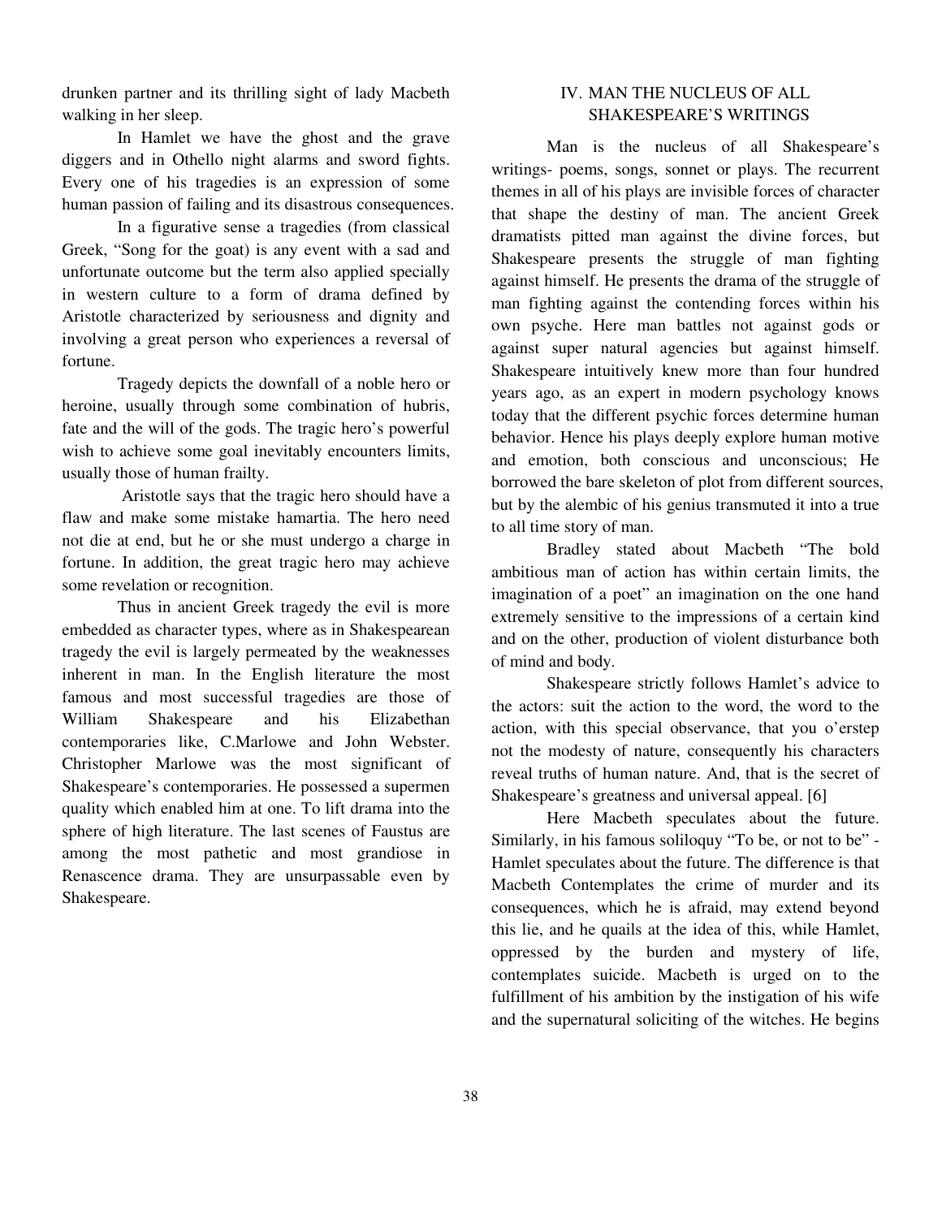drunken partner and its thrilling sight of lady Macbeth walking in her sleep.

In Hamlet we have the ghost and the grave diggers and in Othello night alarms and sword fights. Every one of his tragedies is an expression of some human passion of failing and its disastrous consequences.

In a figurative sense a tragedies (from classical Greek, "Song for the goat) is any event with a sad and unfortunate outcome but the term also applied specially in western culture to a form of drama defined by Aristotle characterized by seriousness and dignity and involving a great person who experiences a reversal of fortune.

Tragedy depicts the downfall of a noble hero or heroine, usually through some combination of hubris, fate and the will of the gods. The tragic hero's powerful wish to achieve some goal inevitably encounters limits, usually those of human frailty.

Aristotle says that the tragic hero should have a flaw and make some mistake hamartia. The hero need not die at end, but he or she must undergo a charge in fortune. In addition, the great tragic hero may achieve some revelation or recognition.

Thus in ancient Greek tragedy the evil is more embedded as character types, where as in Shakespearean tragedy the evil is largely permeated by the weaknesses inherent in man. In the English literature the most famous and most successful tragedies are those of William Shakespeare and his Elizabethan contemporaries like, C.Marlowe and John Webster. Christopher Marlowe was the most significant of Shakespeare's contemporaries. He possessed a supermen quality which enabled him at one. To lift drama into the sphere of high literature. The last scenes of Faustus are among the most pathetic and most grandiose in Renascence drama. They are unsurpassable even by Shakespeare.

## IV. MAN THE NUCLEUS OF ALL SHAKESPEARE'S WRITINGS

Man is the nucleus of all Shakespeare's writings- poems, songs, sonnet or plays. The recurrent themes in all of his plays are invisible forces of character that shape the destiny of man. The ancient Greek dramatists pitted man against the divine forces, but Shakespeare presents the struggle of man fighting against himself. He presents the drama of the struggle of man fighting against the contending forces within his own psyche. Here man battles not against gods or against super natural agencies but against himself. Shakespeare intuitively knew more than four hundred years ago, as an expert in modern psychology knows today that the different psychic forces determine human behavior. Hence his plays deeply explore human motive and emotion, both conscious and unconscious; He borrowed the bare skeleton of plot from different sources, but by the alembic of his genius transmuted it into a true to all time story of man.

Bradley stated about Macbeth "The bold ambitious man of action has within certain limits, the imagination of a poet" an imagination on the one hand extremely sensitive to the impressions of a certain kind and on the other, production of violent disturbance both of mind and body.

Shakespeare strictly follows Hamlet's advice to the actors: suit the action to the word, the word to the action, with this special observance, that you o'erstep not the modesty of nature, consequently his characters reveal truths of human nature. And, that is the secret of Shakespeare's greatness and universal appeal. [6]

Here Macbeth speculates about the future. Similarly, in his famous soliloquy "To be, or not to be" - Hamlet speculates about the future. The difference is that Macbeth Contemplates the crime of murder and its consequences, which he is afraid, may extend beyond this lie, and he quails at the idea of this, while Hamlet, oppressed by the burden and mystery of life, contemplates suicide. Macbeth is urged on to the fulfillment of his ambition by the instigation of his wife and the supernatural soliciting of the witches. He begins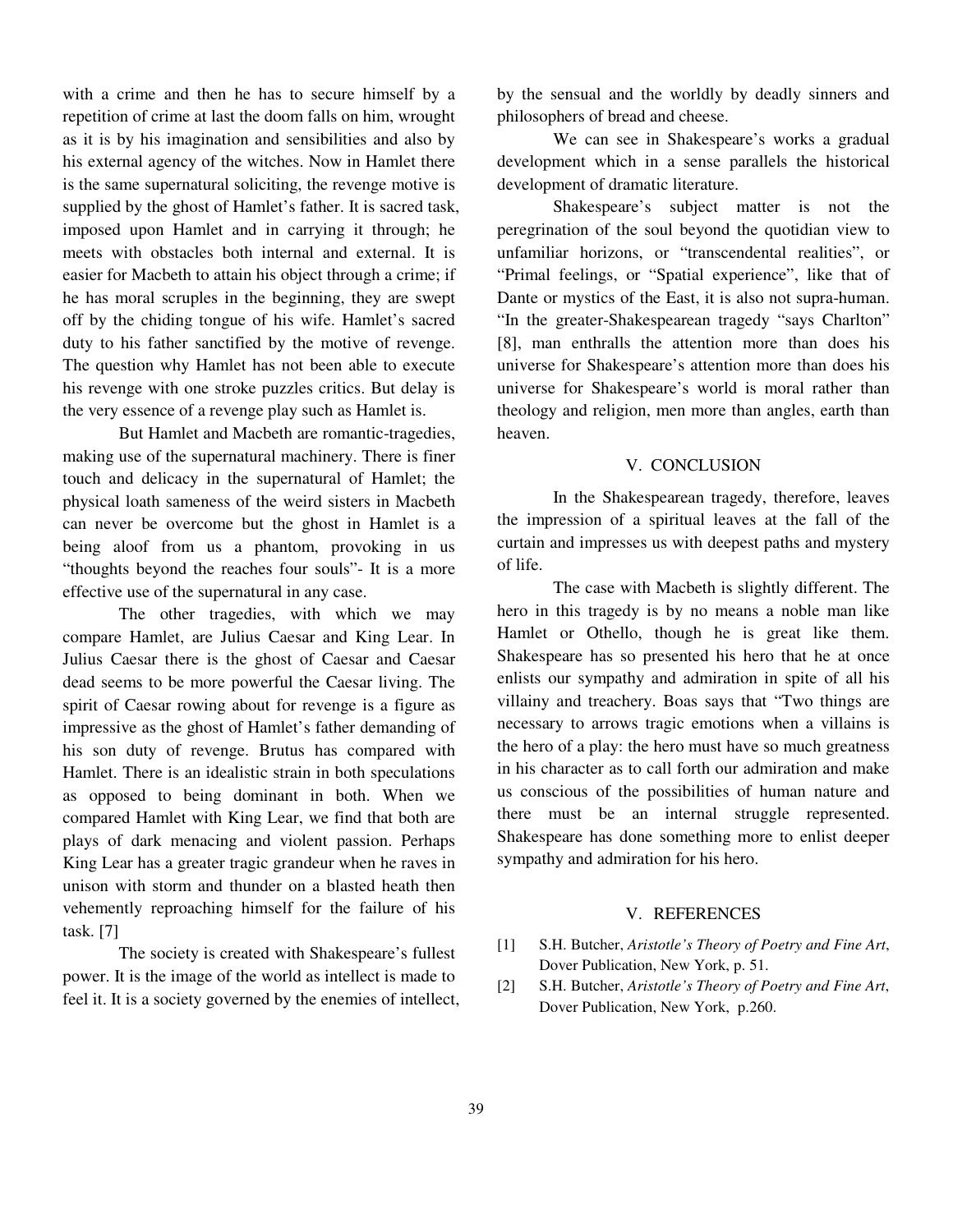with a crime and then he has to secure himself by a repetition of crime at last the doom falls on him, wrought as it is by his imagination and sensibilities and also by his external agency of the witches. Now in Hamlet there is the same supernatural soliciting, the revenge motive is supplied by the ghost of Hamlet's father. It is sacred task, imposed upon Hamlet and in carrying it through; he meets with obstacles both internal and external. It is easier for Macbeth to attain his object through a crime; if he has moral scruples in the beginning, they are swept off by the chiding tongue of his wife. Hamlet's sacred duty to his father sanctified by the motive of revenge. The question why Hamlet has not been able to execute his revenge with one stroke puzzles critics. But delay is the very essence of a revenge play such as Hamlet is.

But Hamlet and Macbeth are romantic-tragedies, making use of the supernatural machinery. There is finer touch and delicacy in the supernatural of Hamlet; the physical loath sameness of the weird sisters in Macbeth can never be overcome but the ghost in Hamlet is a being aloof from us a phantom, provoking in us "thoughts beyond the reaches four souls"- It is a more effective use of the supernatural in any case.

The other tragedies, with which we may compare Hamlet, are Julius Caesar and King Lear. In Julius Caesar there is the ghost of Caesar and Caesar dead seems to be more powerful the Caesar living. The spirit of Caesar rowing about for revenge is a figure as impressive as the ghost of Hamlet's father demanding of his son duty of revenge. Brutus has compared with Hamlet. There is an idealistic strain in both speculations as opposed to being dominant in both. When we compared Hamlet with King Lear, we find that both are plays of dark menacing and violent passion. Perhaps King Lear has a greater tragic grandeur when he raves in unison with storm and thunder on a blasted heath then vehemently reproaching himself for the failure of his task. [7]

The society is created with Shakespeare's fullest power. It is the image of the world as intellect is made to feel it. It is a society governed by the enemies of intellect, by the sensual and the worldly by deadly sinners and philosophers of bread and cheese.

We can see in Shakespeare's works a gradual development which in a sense parallels the historical development of dramatic literature.

Shakespeare's subject matter is not the peregrination of the soul beyond the quotidian view to unfamiliar horizons, or "transcendental realities", or "Primal feelings, or "Spatial experience", like that of Dante or mystics of the East, it is also not supra-human. "In the greater-Shakespearean tragedy "says Charlton" [8], man enthralls the attention more than does his universe for Shakespeare's attention more than does his universe for Shakespeare's world is moral rather than theology and religion, men more than angles, earth than heaven.

## V. CONCLUSION

In the Shakespearean tragedy, therefore, leaves the impression of a spiritual leaves at the fall of the curtain and impresses us with deepest paths and mystery of life.

The case with Macbeth is slightly different. The hero in this tragedy is by no means a noble man like Hamlet or Othello, though he is great like them. Shakespeare has so presented his hero that he at once enlists our sympathy and admiration in spite of all his villainy and treachery. Boas says that "Two things are necessary to arrows tragic emotions when a villains is the hero of a play: the hero must have so much greatness in his character as to call forth our admiration and make us conscious of the possibilities of human nature and there must be an internal struggle represented. Shakespeare has done something more to enlist deeper sympathy and admiration for his hero.

## V. REFERENCES

[1] S.H. Butcher, *Aristotle's Theory of Poetry and Fine Art*, Dover Publication, New York, p. 51.

[2] S.H. Butcher, *Aristotle's Theory of Poetry and Fine Art*, Dover Publication, New York, p.260.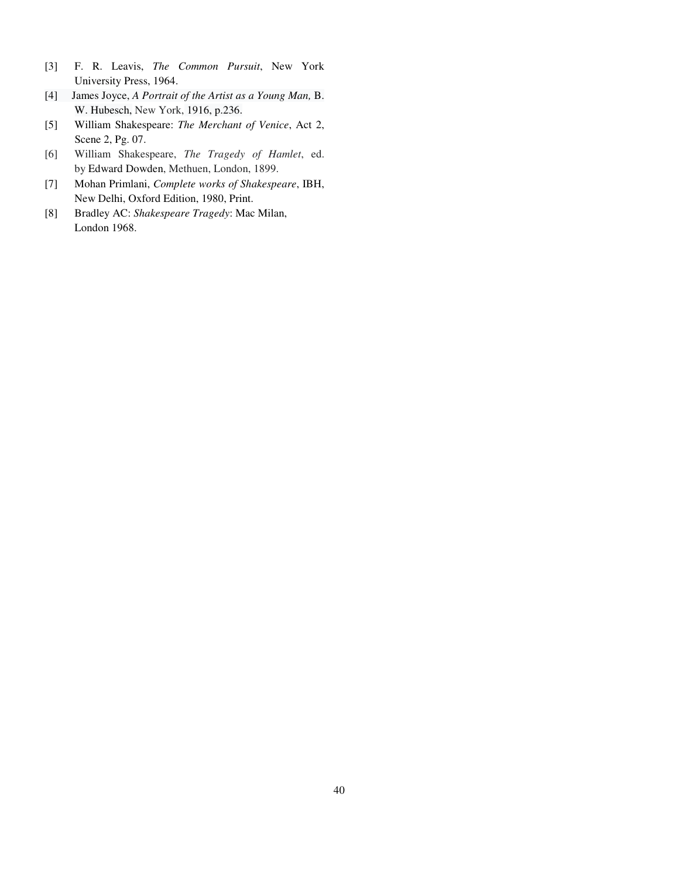[3] F. R. Leavis, *The Common Pursuit*, New York University Press, 1964.

[4] James Joyce, *A Portrait of the Artist as a Young Man,* B. W. Hubesch, New York, 1916, p.236.

[5] William Shakespeare: *The Merchant of Venice*, Act 2, Scene 2, Pg. 07.

[6] William Shakespeare, *The Tragedy of Hamlet*, ed. by Edward Dowden, Methuen, London, 1899.

[7] Mohan Primlani, *Complete works of Shakespeare*, IBH, New Delhi, Oxford Edition, 1980, Print.

[8] Bradley AC: *Shakespeare Tragedy*: Mac Milan, London 1968.